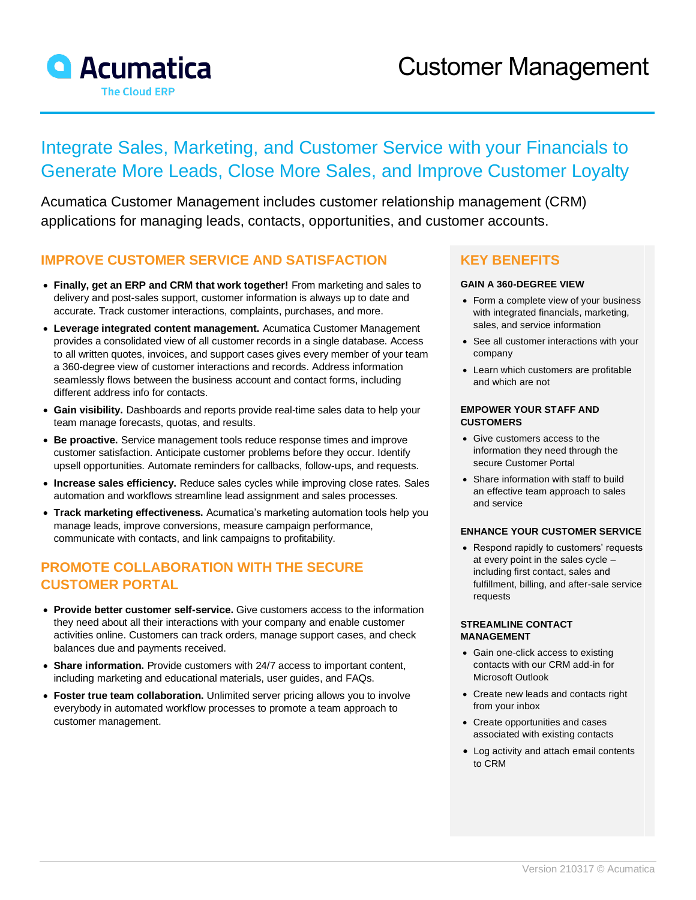# Customer Management

Acumatica
The Cloud ERP

## Integrate Sales, Marketing, and Customer Service with your Financials to Generate More Leads, Close More Sales, and Improve Customer Loyalty

Acumatica Customer Management includes customer relationship management (CRM) applications for managing leads, contacts, opportunities, and customer accounts.

### IMPROVE CUSTOMER SERVICE AND SATISFACTION

- **Finally, get an ERP and CRM that work together!** From marketing and sales to delivery and post-sales support, customer information is always up to date and accurate. Track customer interactions, complaints, purchases, and more.
- **Leverage integrated content management.** Acumatica Customer Management provides a consolidated view of all customer records in a single database. Access to all written quotes, invoices, and support cases gives every member of your team a 360-degree view of customer interactions and records. Address information seamlessly flows between the business account and contact forms, including different address info for contacts.
- **Gain visibility.** Dashboards and reports provide real-time sales data to help your team manage forecasts, quotas, and results.
- **Be proactive.** Service management tools reduce response times and improve customer satisfaction. Anticipate customer problems before they occur. Identify upsell opportunities. Automate reminders for callbacks, follow-ups, and requests.
- **Increase sales efficiency.** Reduce sales cycles while improving close rates. Sales automation and workflows streamline lead assignment and sales processes.
- **Track marketing effectiveness.** Acumatica's marketing automation tools help you manage leads, improve conversions, measure campaign performance, communicate with contacts, and link campaigns to profitability.

### PROMOTE COLLABORATION WITH THE SECURE CUSTOMER PORTAL

- **Provide better customer self-service.** Give customers access to the information they need about all their interactions with your company and enable customer activities online. Customers can track orders, manage support cases, and check balances due and payments received.
- **Share information.** Provide customers with 24/7 access to important content, including marketing and educational materials, user guides, and FAQs.
- **Foster true team collaboration.** Unlimited server pricing allows you to involve everybody in automated workflow processes to promote a team approach to customer management.

### KEY BENEFITS

#### GAIN A 360-DEGREE VIEW

- Form a complete view of your business with integrated financials, marketing, sales, and service information
- See all customer interactions with your company
- Learn which customers are profitable and which are not

#### EMPOWER YOUR STAFF AND CUSTOMERS

- Give customers access to the information they need through the secure Customer Portal
- Share information with staff to build an effective team approach to sales and service

#### ENHANCE YOUR CUSTOMER SERVICE

- Respond rapidly to customers' requests at every point in the sales cycle – including first contact, sales and fulfillment, billing, and after-sale service requests

#### STREAMLINE CONTACT MANAGEMENT

- Gain one-click access to existing contacts with our CRM add-in for Microsoft Outlook
- Create new leads and contacts right from your inbox
- Create opportunities and cases associated with existing contacts
- Log activity and attach email contents to CRM

Version 210317 © Acumatica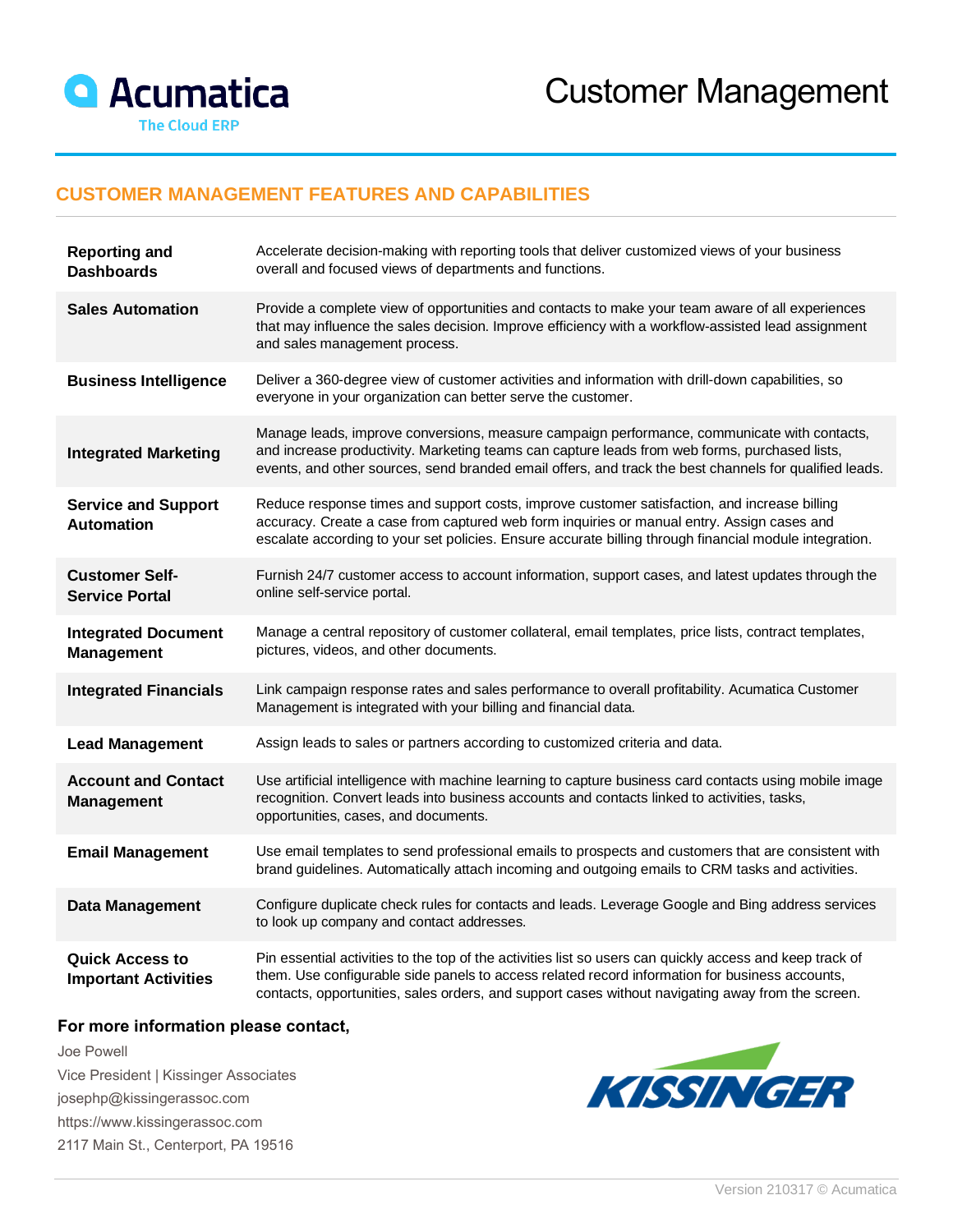# Customer Management

## CUSTOMER MANAGEMENT FEATURES AND CAPABILITIES

| | |
|---|---|
| **Reporting and Dashboards** | Accelerate decision-making with reporting tools that deliver customized views of your business overall and focused views of departments and functions. |
| **Sales Automation** | Provide a complete view of opportunities and contacts to make your team aware of all experiences that may influence the sales decision. Improve efficiency with a workflow-assisted lead assignment and sales management process. |
| **Business Intelligence** | Deliver a 360-degree view of customer activities and information with drill-down capabilities, so everyone in your organization can better serve the customer. |
| **Integrated Marketing** | Manage leads, improve conversions, measure campaign performance, communicate with contacts, and increase productivity. Marketing teams can capture leads from web forms, purchased lists, events, and other sources, send branded email offers, and track the best channels for qualified leads. |
| **Service and Support Automation** | Reduce response times and support costs, improve customer satisfaction, and increase billing accuracy. Create a case from captured web form inquiries or manual entry. Assign cases and escalate according to your set policies. Ensure accurate billing through financial module integration. |
| **Customer Self-Service Portal** | Furnish 24/7 customer access to account information, support cases, and latest updates through the online self-service portal. |
| **Integrated Document Management** | Manage a central repository of customer collateral, email templates, price lists, contract templates, pictures, videos, and other documents. |
| **Integrated Financials** | Link campaign response rates and sales performance to overall profitability. Acumatica Customer Management is integrated with your billing and financial data. |
| **Lead Management** | Assign leads to sales or partners according to customized criteria and data. |
| **Account and Contact Management** | Use artificial intelligence with machine learning to capture business card contacts using mobile image recognition. Convert leads into business accounts and contacts linked to activities, tasks, opportunities, cases, and documents. |
| **Email Management** | Use email templates to send professional emails to prospects and customers that are consistent with brand guidelines. Automatically attach incoming and outgoing emails to CRM tasks and activities. |
| **Data Management** | Configure duplicate check rules for contacts and leads. Leverage Google and Bing address services to look up company and contact addresses. |
| **Quick Access to Important Activities** | Pin essential activities to the top of the activities list so users can quickly access and keep track of them. Use configurable side panels to access related record information for business accounts, contacts, opportunities, sales orders, and support cases without navigating away from the screen. |

**For more information please contact,**

Joe Powell
Vice President | Kissinger Associates
josephp@kissingerassoc.com
https://www.kissingerassoc.com
2117 Main St., Centerport, PA 19516

Version 210317 © Acumatica